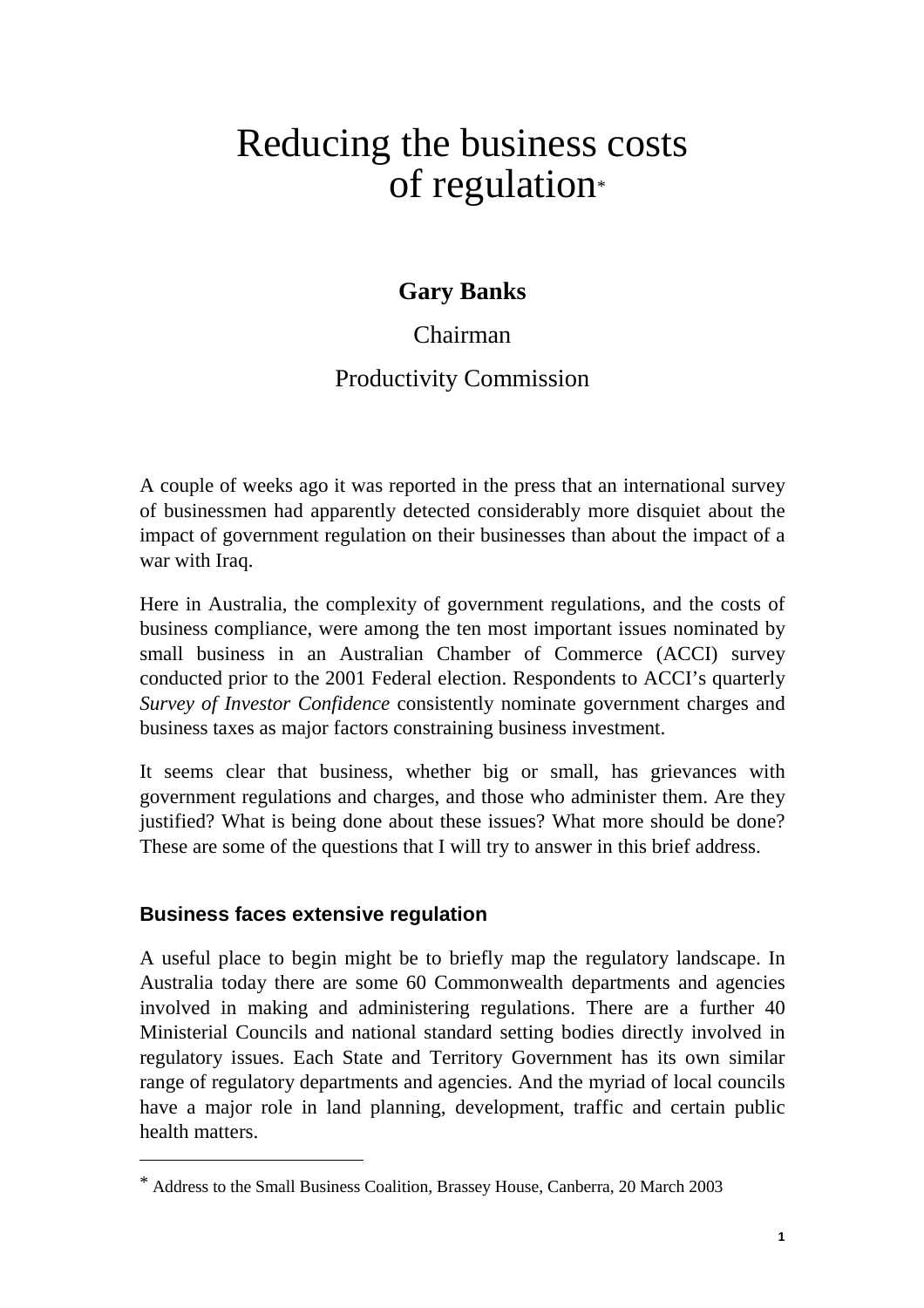# Reducing the business costs of regulation[*]

**Gary Banks**

Chairman

Productivity Commission

A couple of weeks ago it was reported in the press that an international survey of businessmen had apparently detected considerably more disquiet about the impact of government regulation on their businesses than about the impact of a war with Iraq.

Here in Australia, the complexity of government regulations, and the costs of business compliance, were among the ten most important issues nominated by small business in an Australian Chamber of Commerce (ACCI) survey conducted prior to the 2001 Federal election. Respondents to ACCI's quarterly *Survey of Investor Confidence* consistently nominate government charges and business taxes as major factors constraining business investment.

It seems clear that business, whether big or small, has grievances with government regulations and charges, and those who administer them. Are they justified? What is being done about these issues? What more should be done? These are some of the questions that I will try to answer in this brief address.

## Business faces extensive regulation

A useful place to begin might be to briefly map the regulatory landscape. In Australia today there are some 60 Commonwealth departments and agencies involved in making and administering regulations. There are a further 40 Ministerial Councils and national standard setting bodies directly involved in regulatory issues. Each State and Territory Government has its own similar range of regulatory departments and agencies. And the myriad of local councils have a major role in land planning, development, traffic and certain public health matters.

---

[*] Address to the Small Business Coalition, Brassey House, Canberra, 20 March 2003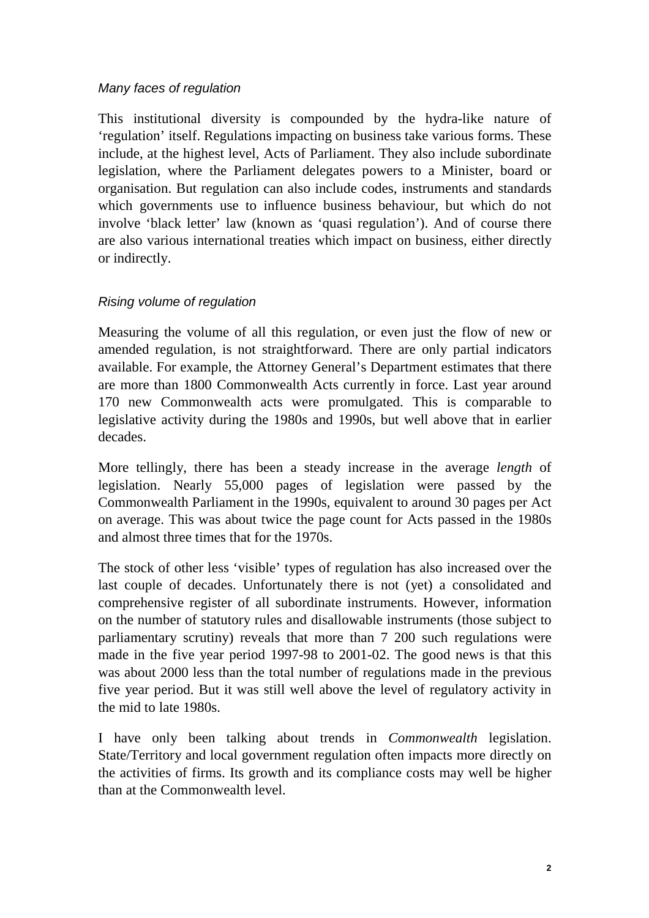*Many faces of regulation*

This institutional diversity is compounded by the hydra-like nature of 'regulation' itself. Regulations impacting on business take various forms. These include, at the highest level, Acts of Parliament. They also include subordinate legislation, where the Parliament delegates powers to a Minister, board or organisation. But regulation can also include codes, instruments and standards which governments use to influence business behaviour, but which do not involve 'black letter' law (known as 'quasi regulation'). And of course there are also various international treaties which impact on business, either directly or indirectly.

*Rising volume of regulation*

Measuring the volume of all this regulation, or even just the flow of new or amended regulation, is not straightforward. There are only partial indicators available. For example, the Attorney General's Department estimates that there are more than 1800 Commonwealth Acts currently in force. Last year around 170 new Commonwealth acts were promulgated. This is comparable to legislative activity during the 1980s and 1990s, but well above that in earlier decades.

More tellingly, there has been a steady increase in the average *length* of legislation. Nearly 55,000 pages of legislation were passed by the Commonwealth Parliament in the 1990s, equivalent to around 30 pages per Act on average. This was about twice the page count for Acts passed in the 1980s and almost three times that for the 1970s.

The stock of other less 'visible' types of regulation has also increased over the last couple of decades. Unfortunately there is not (yet) a consolidated and comprehensive register of all subordinate instruments. However, information on the number of statutory rules and disallowable instruments (those subject to parliamentary scrutiny) reveals that more than 7 200 such regulations were made in the five year period 1997-98 to 2001-02. The good news is that this was about 2000 less than the total number of regulations made in the previous five year period. But it was still well above the level of regulatory activity in the mid to late 1980s.

I have only been talking about trends in *Commonwealth* legislation. State/Territory and local government regulation often impacts more directly on the activities of firms. Its growth and its compliance costs may well be higher than at the Commonwealth level.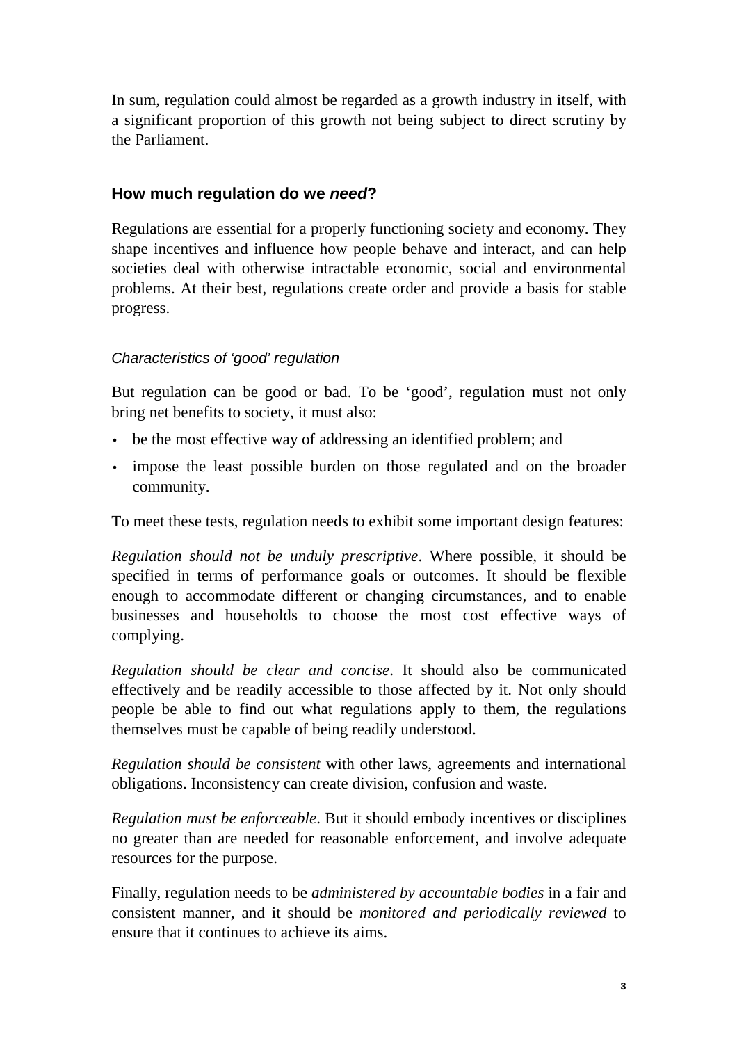In sum, regulation could almost be regarded as a growth industry in itself, with a significant proportion of this growth not being subject to direct scrutiny by the Parliament.

## How much regulation do we *need*?

Regulations are essential for a properly functioning society and economy. They shape incentives and influence how people behave and interact, and can help societies deal with otherwise intractable economic, social and environmental problems. At their best, regulations create order and provide a basis for stable progress.

### *Characteristics of 'good' regulation*

But regulation can be good or bad. To be 'good', regulation must not only bring net benefits to society, it must also:

- be the most effective way of addressing an identified problem; and
- impose the least possible burden on those regulated and on the broader community.

To meet these tests, regulation needs to exhibit some important design features:

*Regulation should not be unduly prescriptive*. Where possible, it should be specified in terms of performance goals or outcomes. It should be flexible enough to accommodate different or changing circumstances, and to enable businesses and households to choose the most cost effective ways of complying.

*Regulation should be clear and concise*. It should also be communicated effectively and be readily accessible to those affected by it. Not only should people be able to find out what regulations apply to them, the regulations themselves must be capable of being readily understood.

*Regulation should be consistent* with other laws, agreements and international obligations. Inconsistency can create division, confusion and waste.

*Regulation must be enforceable*. But it should embody incentives or disciplines no greater than are needed for reasonable enforcement, and involve adequate resources for the purpose.

Finally, regulation needs to be *administered by accountable bodies* in a fair and consistent manner, and it should be *monitored and periodically reviewed* to ensure that it continues to achieve its aims.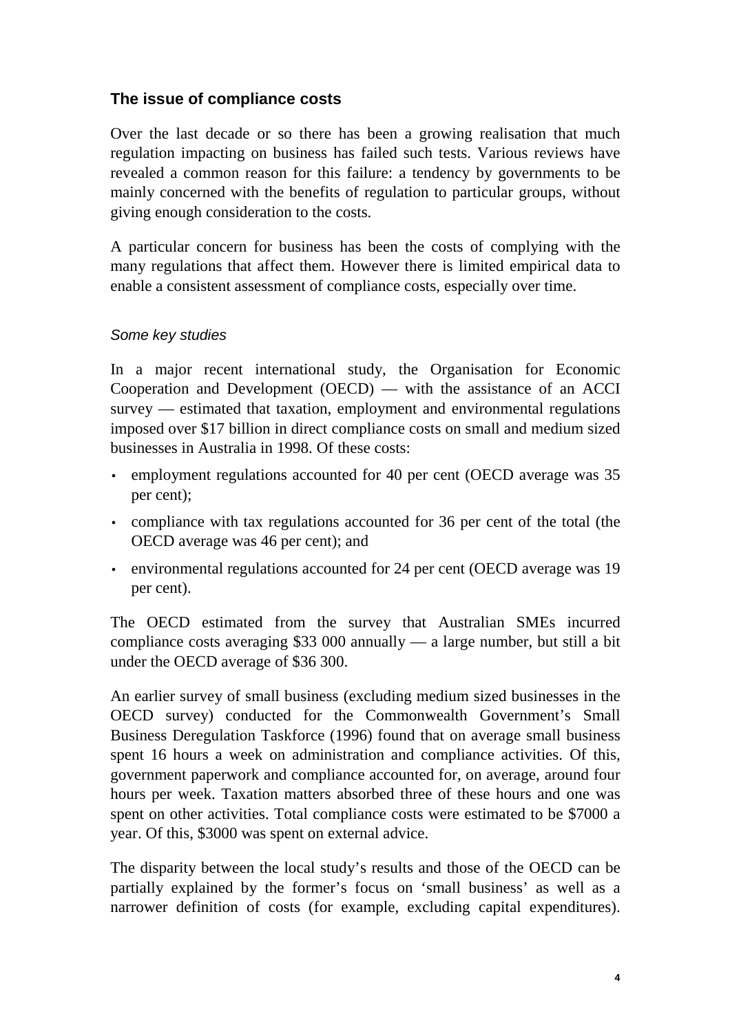## The issue of compliance costs

Over the last decade or so there has been a growing realisation that much regulation impacting on business has failed such tests. Various reviews have revealed a common reason for this failure: a tendency by governments to be mainly concerned with the benefits of regulation to particular groups, without giving enough consideration to the costs.

A particular concern for business has been the costs of complying with the many regulations that affect them. However there is limited empirical data to enable a consistent assessment of compliance costs, especially over time.

### *Some key studies*

In a major recent international study, the Organisation for Economic Cooperation and Development (OECD) — with the assistance of an ACCI survey — estimated that taxation, employment and environmental regulations imposed over $17 billion in direct compliance costs on small and medium sized businesses in Australia in 1998. Of these costs:

- employment regulations accounted for 40 per cent (OECD average was 35 per cent);
- compliance with tax regulations accounted for 36 per cent of the total (the OECD average was 46 per cent); and
- environmental regulations accounted for 24 per cent (OECD average was 19 per cent).

The OECD estimated from the survey that Australian SMEs incurred compliance costs averaging $33 000 annually — a large number, but still a bit under the OECD average of $36 300.

An earlier survey of small business (excluding medium sized businesses in the OECD survey) conducted for the Commonwealth Government's Small Business Deregulation Taskforce (1996) found that on average small business spent 16 hours a week on administration and compliance activities. Of this, government paperwork and compliance accounted for, on average, around four hours per week. Taxation matters absorbed three of these hours and one was spent on other activities. Total compliance costs were estimated to be $7000 a year. Of this, $3000 was spent on external advice.

The disparity between the local study's results and those of the OECD can be partially explained by the former's focus on 'small business' as well as a narrower definition of costs (for example, excluding capital expenditures).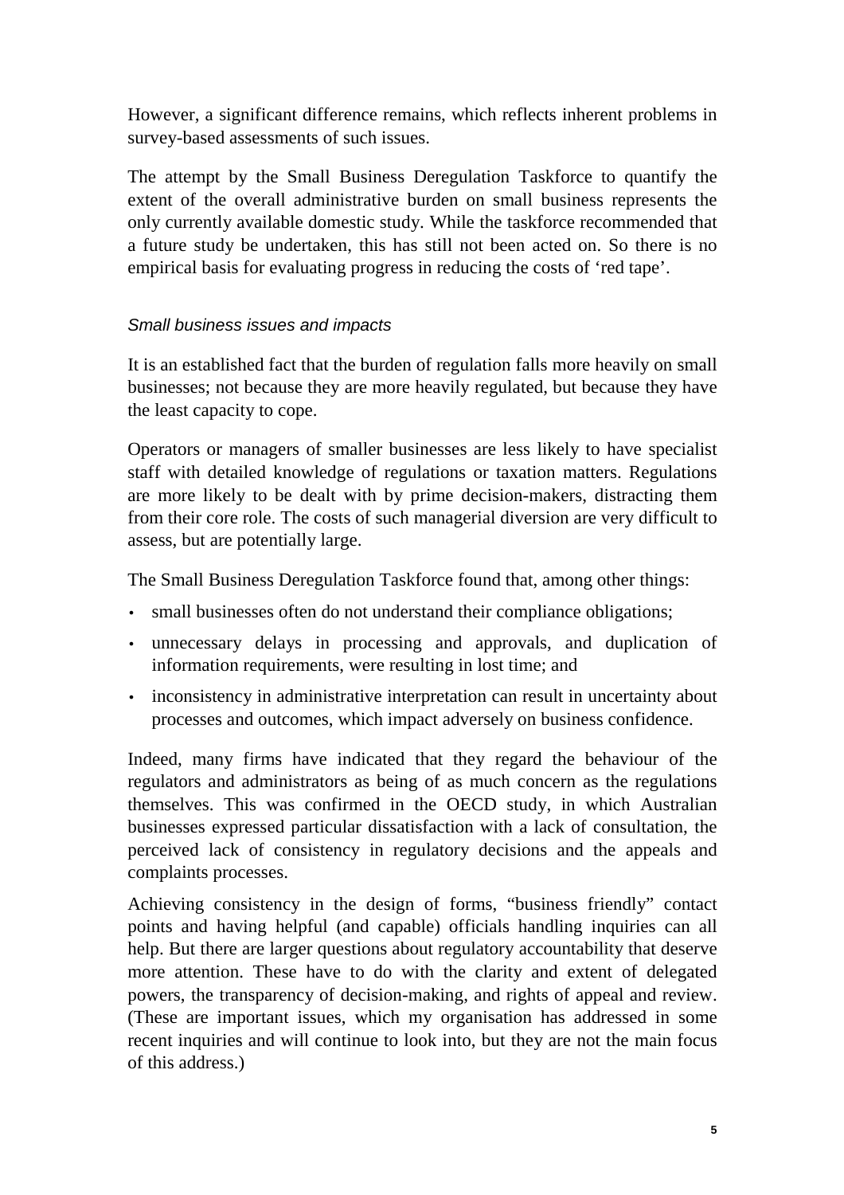However, a significant difference remains, which reflects inherent problems in survey-based assessments of such issues.

The attempt by the Small Business Deregulation Taskforce to quantify the extent of the overall administrative burden on small business represents the only currently available domestic study. While the taskforce recommended that a future study be undertaken, this has still not been acted on. So there is no empirical basis for evaluating progress in reducing the costs of 'red tape'.

### *Small business issues and impacts*

It is an established fact that the burden of regulation falls more heavily on small businesses; not because they are more heavily regulated, but because they have the least capacity to cope.

Operators or managers of smaller businesses are less likely to have specialist staff with detailed knowledge of regulations or taxation matters. Regulations are more likely to be dealt with by prime decision-makers, distracting them from their core role. The costs of such managerial diversion are very difficult to assess, but are potentially large.

The Small Business Deregulation Taskforce found that, among other things:

- small businesses often do not understand their compliance obligations;
- unnecessary delays in processing and approvals, and duplication of information requirements, were resulting in lost time; and
- inconsistency in administrative interpretation can result in uncertainty about processes and outcomes, which impact adversely on business confidence.

Indeed, many firms have indicated that they regard the behaviour of the regulators and administrators as being of as much concern as the regulations themselves. This was confirmed in the OECD study, in which Australian businesses expressed particular dissatisfaction with a lack of consultation, the perceived lack of consistency in regulatory decisions and the appeals and complaints processes.

Achieving consistency in the design of forms, "business friendly" contact points and having helpful (and capable) officials handling inquiries can all help. But there are larger questions about regulatory accountability that deserve more attention. These have to do with the clarity and extent of delegated powers, the transparency of decision-making, and rights of appeal and review. (These are important issues, which my organisation has addressed in some recent inquiries and will continue to look into, but they are not the main focus of this address.)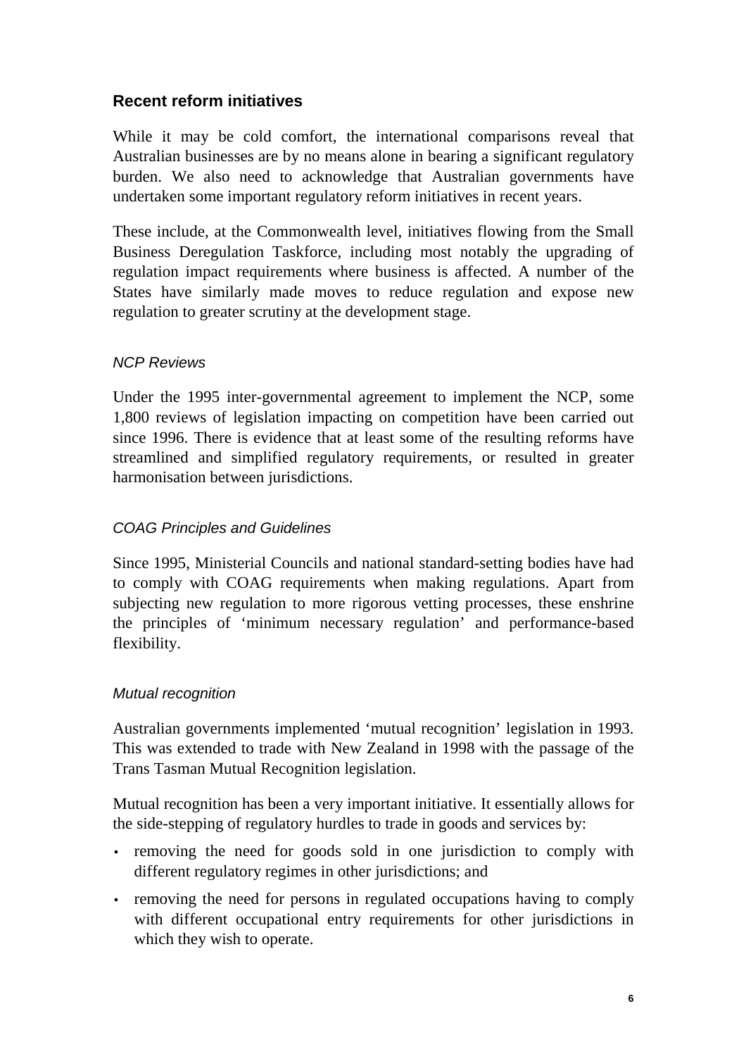## Recent reform initiatives

While it may be cold comfort, the international comparisons reveal that Australian businesses are by no means alone in bearing a significant regulatory burden. We also need to acknowledge that Australian governments have undertaken some important regulatory reform initiatives in recent years.

These include, at the Commonwealth level, initiatives flowing from the Small Business Deregulation Taskforce, including most notably the upgrading of regulation impact requirements where business is affected. A number of the States have similarly made moves to reduce regulation and expose new regulation to greater scrutiny at the development stage.

### *NCP Reviews*

Under the 1995 inter-governmental agreement to implement the NCP, some 1,800 reviews of legislation impacting on competition have been carried out since 1996. There is evidence that at least some of the resulting reforms have streamlined and simplified regulatory requirements, or resulted in greater harmonisation between jurisdictions.

### *COAG Principles and Guidelines*

Since 1995, Ministerial Councils and national standard-setting bodies have had to comply with COAG requirements when making regulations. Apart from subjecting new regulation to more rigorous vetting processes, these enshrine the principles of 'minimum necessary regulation' and performance-based flexibility.

### *Mutual recognition*

Australian governments implemented 'mutual recognition' legislation in 1993. This was extended to trade with New Zealand in 1998 with the passage of the Trans Tasman Mutual Recognition legislation.

Mutual recognition has been a very important initiative. It essentially allows for the side-stepping of regulatory hurdles to trade in goods and services by:

- removing the need for goods sold in one jurisdiction to comply with different regulatory regimes in other jurisdictions; and
- removing the need for persons in regulated occupations having to comply with different occupational entry requirements for other jurisdictions in which they wish to operate.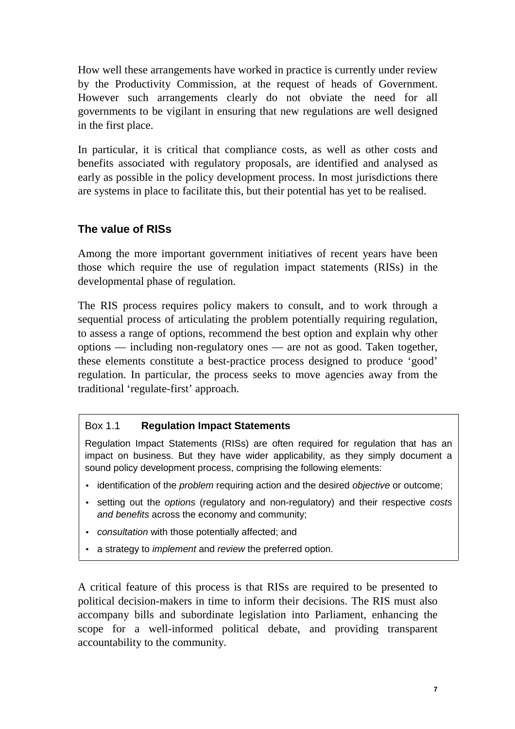How well these arrangements have worked in practice is currently under review by the Productivity Commission, at the request of heads of Government. However such arrangements clearly do not obviate the need for all governments to be vigilant in ensuring that new regulations are well designed in the first place.

In particular, it is critical that compliance costs, as well as other costs and benefits associated with regulatory proposals, are identified and analysed as early as possible in the policy development process. In most jurisdictions there are systems in place to facilitate this, but their potential has yet to be realised.

## The value of RISs

Among the more important government initiatives of recent years have been those which require the use of regulation impact statements (RISs) in the developmental phase of regulation.

The RIS process requires policy makers to consult, and to work through a sequential process of articulating the problem potentially requiring regulation, to assess a range of options, recommend the best option and explain why other options — including non-regulatory ones — are not as good. Taken together, these elements constitute a best-practice process designed to produce 'good' regulation. In particular, the process seeks to move agencies away from the traditional 'regulate-first' approach.

> Box 1.1 **Regulation Impact Statements**
>
> Regulation Impact Statements (RISs) are often required for regulation that has an impact on business. But they have wider applicability, as they simply document a sound policy development process, comprising the following elements:
>
> - identification of the *problem* requiring action and the desired *objective* or outcome;
> - setting out the *options* (regulatory and non-regulatory) and their respective *costs and benefits* across the economy and community;
> - *consultation* with those potentially affected; and
> - a strategy to *implement* and *review* the preferred option.

A critical feature of this process is that RISs are required to be presented to political decision-makers in time to inform their decisions. The RIS must also accompany bills and subordinate legislation into Parliament, enhancing the scope for a well-informed political debate, and providing transparent accountability to the community.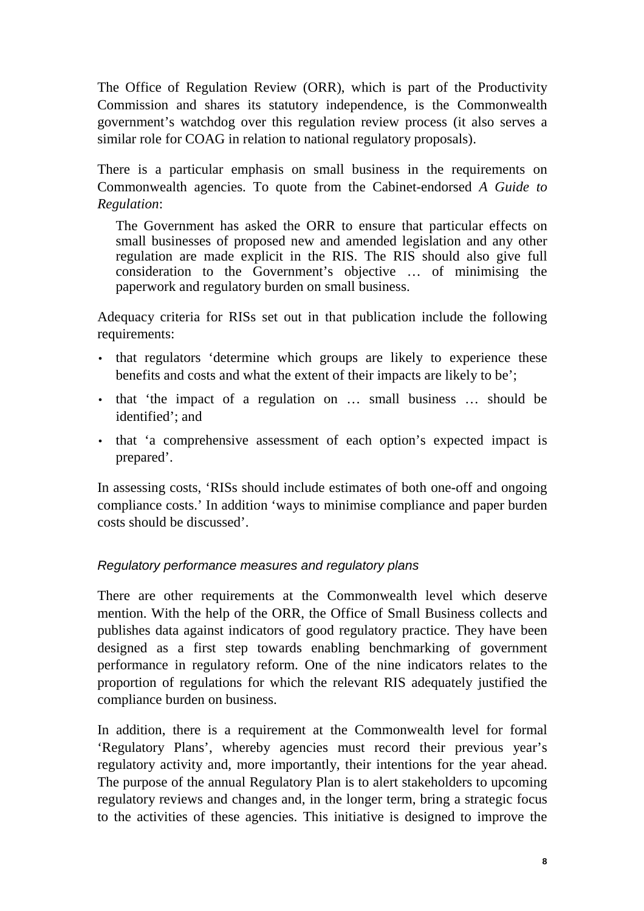The Office of Regulation Review (ORR), which is part of the Productivity Commission and shares its statutory independence, is the Commonwealth government's watchdog over this regulation review process (it also serves a similar role for COAG in relation to national regulatory proposals).

There is a particular emphasis on small business in the requirements on Commonwealth agencies. To quote from the Cabinet-endorsed *A Guide to Regulation*:

> The Government has asked the ORR to ensure that particular effects on small businesses of proposed new and amended legislation and any other regulation are made explicit in the RIS. The RIS should also give full consideration to the Government's objective … of minimising the paperwork and regulatory burden on small business.

Adequacy criteria for RISs set out in that publication include the following requirements:

- that regulators 'determine which groups are likely to experience these benefits and costs and what the extent of their impacts are likely to be';
- that 'the impact of a regulation on … small business … should be identified'; and
- that 'a comprehensive assessment of each option's expected impact is prepared'.

In assessing costs, 'RISs should include estimates of both one-off and ongoing compliance costs.' In addition 'ways to minimise compliance and paper burden costs should be discussed'.

### *Regulatory performance measures and regulatory plans*

There are other requirements at the Commonwealth level which deserve mention. With the help of the ORR, the Office of Small Business collects and publishes data against indicators of good regulatory practice. They have been designed as a first step towards enabling benchmarking of government performance in regulatory reform. One of the nine indicators relates to the proportion of regulations for which the relevant RIS adequately justified the compliance burden on business.

In addition, there is a requirement at the Commonwealth level for formal 'Regulatory Plans', whereby agencies must record their previous year's regulatory activity and, more importantly, their intentions for the year ahead. The purpose of the annual Regulatory Plan is to alert stakeholders to upcoming regulatory reviews and changes and, in the longer term, bring a strategic focus to the activities of these agencies. This initiative is designed to improve the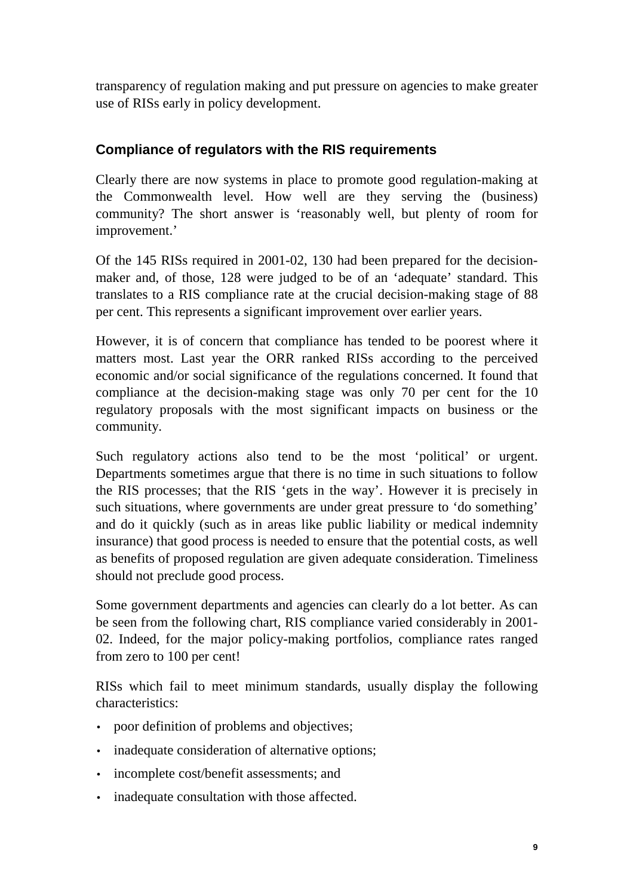transparency of regulation making and put pressure on agencies to make greater use of RISs early in policy development.

### Compliance of regulators with the RIS requirements

Clearly there are now systems in place to promote good regulation-making at the Commonwealth level. How well are they serving the (business) community? The short answer is 'reasonably well, but plenty of room for improvement.'

Of the 145 RISs required in 2001-02, 130 had been prepared for the decision-maker and, of those, 128 were judged to be of an 'adequate' standard. This translates to a RIS compliance rate at the crucial decision-making stage of 88 per cent. This represents a significant improvement over earlier years.

However, it is of concern that compliance has tended to be poorest where it matters most. Last year the ORR ranked RISs according to the perceived economic and/or social significance of the regulations concerned. It found that compliance at the decision-making stage was only 70 per cent for the 10 regulatory proposals with the most significant impacts on business or the community.

Such regulatory actions also tend to be the most 'political' or urgent. Departments sometimes argue that there is no time in such situations to follow the RIS processes; that the RIS 'gets in the way'. However it is precisely in such situations, where governments are under great pressure to 'do something' and do it quickly (such as in areas like public liability or medical indemnity insurance) that good process is needed to ensure that the potential costs, as well as benefits of proposed regulation are given adequate consideration. Timeliness should not preclude good process.

Some government departments and agencies can clearly do a lot better. As can be seen from the following chart, RIS compliance varied considerably in 2001-02. Indeed, for the major policy-making portfolios, compliance rates ranged from zero to 100 per cent!

RISs which fail to meet minimum standards, usually display the following characteristics:

- poor definition of problems and objectives;
- inadequate consideration of alternative options;
- incomplete cost/benefit assessments; and
- inadequate consultation with those affected.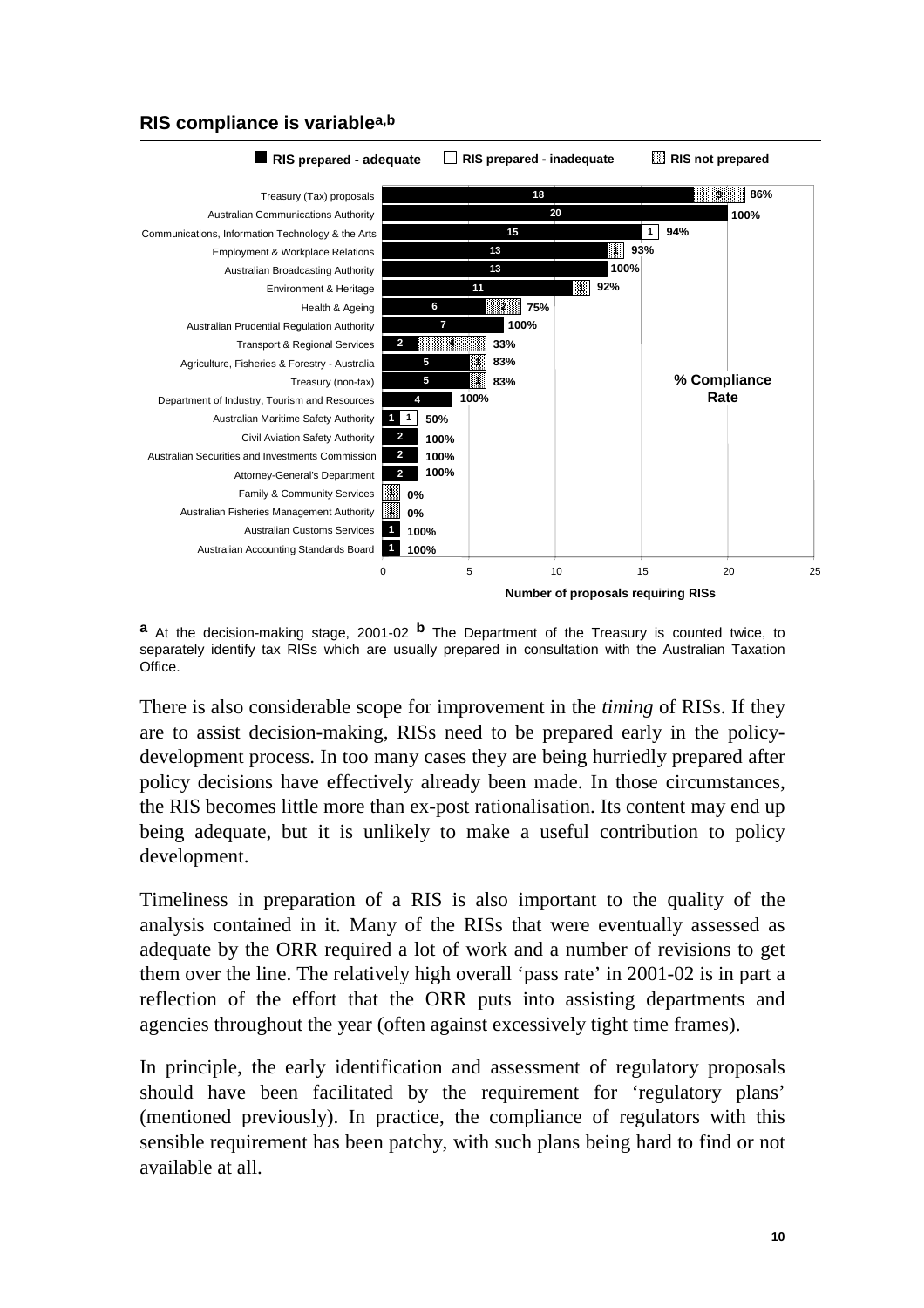**RIS compliance is variable[a,b]**

| Department/Agency | RIS prepared - adequate | RIS prepared - inadequate | RIS not prepared | % Compliance Rate |
|---|---|---|---|---|
| Treasury (Tax) proposals | 18 | | 3 | 86% |
| Australian Communications Authority | 20 | | | 100% |
| Communications, Information Technology & the Arts | 15 | 1 | | 94% |
| Employment & Workplace Relations | 13 | | 1 | 93% |
| Australian Broadcasting Authority | 13 | | | 100% |
| Environment & Heritage | 11 | | 1 | 92% |
| Health & Ageing | 6 | | 2 | 75% |
| Australian Prudential Regulation Authority | 7 | | | 100% |
| Transport & Regional Services | 2 | | 4 | 33% |
| Agriculture, Fisheries & Forestry - Australia | 5 | | 1 | 83% |
| Treasury (non-tax) | 5 | | 1 | 83% |
| Department of Industry, Tourism and Resources | 4 | | | 100% |
| Australian Maritime Safety Authority | 1 | 1 | | 50% |
| Civil Aviation Safety Authority | 2 | | | 100% |
| Australian Securities and Investments Commission | 2 | | | 100% |
| Attorney-General's Department | 2 | | | 100% |
| Family & Community Services | | | 1 | 0% |
| Australian Fisheries Management Authority | | | 1 | 0% |
| Australian Customs Services | 1 | | | 100% |
| Australian Accounting Standards Board | 1 | | | 100% |

Number of proposals requiring RISs

[a] At the decision-making stage, 2001-02 [b] The Department of the Treasury is counted twice, to separately identify tax RISs which are usually prepared in consultation with the Australian Taxation Office.

There is also considerable scope for improvement in the *timing* of RISs. If they are to assist decision-making, RISs need to be prepared early in the policy-development process. In too many cases they are being hurriedly prepared after policy decisions have effectively already been made. In those circumstances, the RIS becomes little more than ex-post rationalisation. Its content may end up being adequate, but it is unlikely to make a useful contribution to policy development.

Timeliness in preparation of a RIS is also important to the quality of the analysis contained in it. Many of the RISs that were eventually assessed as adequate by the ORR required a lot of work and a number of revisions to get them over the line. The relatively high overall 'pass rate' in 2001-02 is in part a reflection of the effort that the ORR puts into assisting departments and agencies throughout the year (often against excessively tight time frames).

In principle, the early identification and assessment of regulatory proposals should have been facilitated by the requirement for 'regulatory plans' (mentioned previously). In practice, the compliance of regulators with this sensible requirement has been patchy, with such plans being hard to find or not available at all.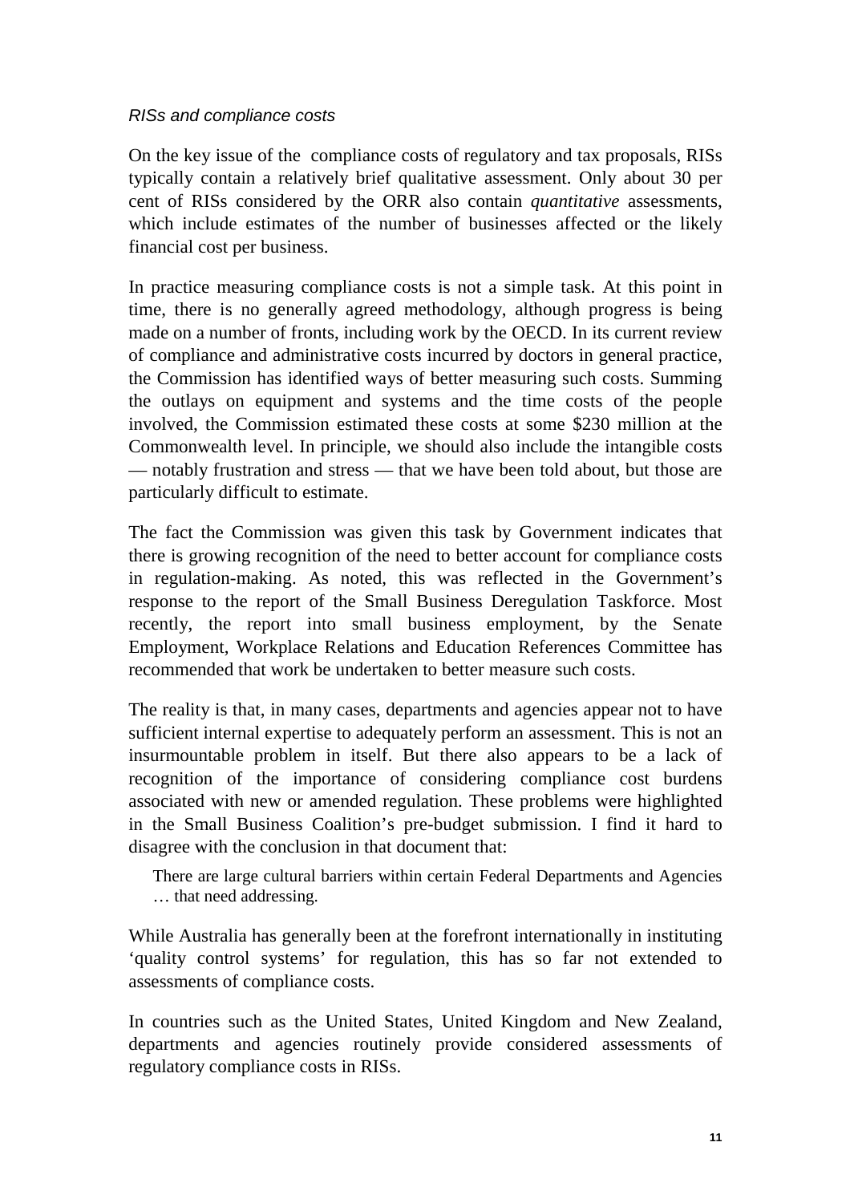*RISs and compliance costs*

On the key issue of the compliance costs of regulatory and tax proposals, RISs typically contain a relatively brief qualitative assessment. Only about 30 per cent of RISs considered by the ORR also contain *quantitative* assessments, which include estimates of the number of businesses affected or the likely financial cost per business.

In practice measuring compliance costs is not a simple task. At this point in time, there is no generally agreed methodology, although progress is being made on a number of fronts, including work by the OECD. In its current review of compliance and administrative costs incurred by doctors in general practice, the Commission has identified ways of better measuring such costs. Summing the outlays on equipment and systems and the time costs of the people involved, the Commission estimated these costs at some $230 million at the Commonwealth level. In principle, we should also include the intangible costs — notably frustration and stress — that we have been told about, but those are particularly difficult to estimate.

The fact the Commission was given this task by Government indicates that there is growing recognition of the need to better account for compliance costs in regulation-making. As noted, this was reflected in the Government's response to the report of the Small Business Deregulation Taskforce. Most recently, the report into small business employment, by the Senate Employment, Workplace Relations and Education References Committee has recommended that work be undertaken to better measure such costs.

The reality is that, in many cases, departments and agencies appear not to have sufficient internal expertise to adequately perform an assessment. This is not an insurmountable problem in itself. But there also appears to be a lack of recognition of the importance of considering compliance cost burdens associated with new or amended regulation. These problems were highlighted in the Small Business Coalition's pre-budget submission. I find it hard to disagree with the conclusion in that document that:

> There are large cultural barriers within certain Federal Departments and Agencies … that need addressing.

While Australia has generally been at the forefront internationally in instituting 'quality control systems' for regulation, this has so far not extended to assessments of compliance costs.

In countries such as the United States, United Kingdom and New Zealand, departments and agencies routinely provide considered assessments of regulatory compliance costs in RISs.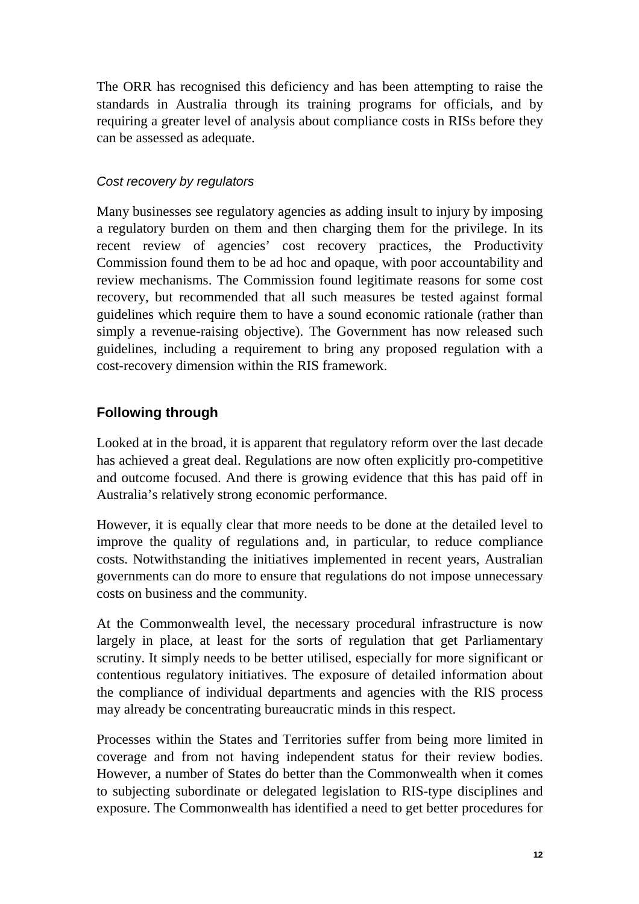The ORR has recognised this deficiency and has been attempting to raise the standards in Australia through its training programs for officials, and by requiring a greater level of analysis about compliance costs in RISs before they can be assessed as adequate.

*Cost recovery by regulators*

Many businesses see regulatory agencies as adding insult to injury by imposing a regulatory burden on them and then charging them for the privilege. In its recent review of agencies' cost recovery practices, the Productivity Commission found them to be ad hoc and opaque, with poor accountability and review mechanisms. The Commission found legitimate reasons for some cost recovery, but recommended that all such measures be tested against formal guidelines which require them to have a sound economic rationale (rather than simply a revenue-raising objective). The Government has now released such guidelines, including a requirement to bring any proposed regulation with a cost-recovery dimension within the RIS framework.

## Following through

Looked at in the broad, it is apparent that regulatory reform over the last decade has achieved a great deal. Regulations are now often explicitly pro-competitive and outcome focused. And there is growing evidence that this has paid off in Australia's relatively strong economic performance.

However, it is equally clear that more needs to be done at the detailed level to improve the quality of regulations and, in particular, to reduce compliance costs. Notwithstanding the initiatives implemented in recent years, Australian governments can do more to ensure that regulations do not impose unnecessary costs on business and the community.

At the Commonwealth level, the necessary procedural infrastructure is now largely in place, at least for the sorts of regulation that get Parliamentary scrutiny. It simply needs to be better utilised, especially for more significant or contentious regulatory initiatives. The exposure of detailed information about the compliance of individual departments and agencies with the RIS process may already be concentrating bureaucratic minds in this respect.

Processes within the States and Territories suffer from being more limited in coverage and from not having independent status for their review bodies. However, a number of States do better than the Commonwealth when it comes to subjecting subordinate or delegated legislation to RIS-type disciplines and exposure. The Commonwealth has identified a need to get better procedures for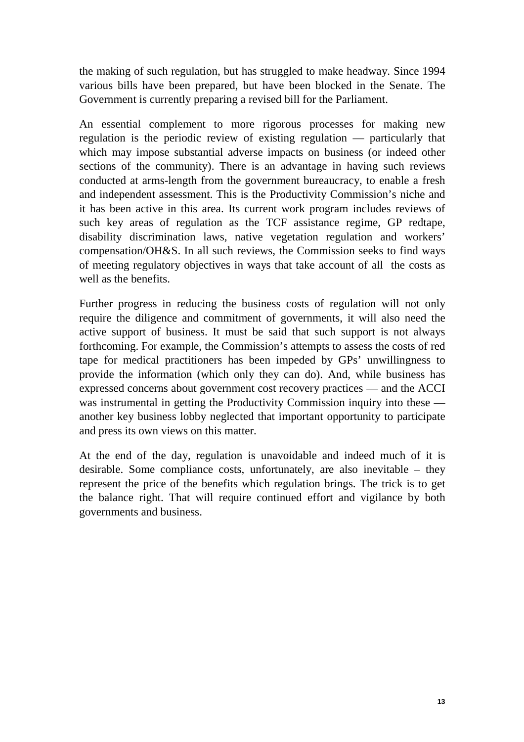the making of such regulation, but has struggled to make headway. Since 1994 various bills have been prepared, but have been blocked in the Senate. The Government is currently preparing a revised bill for the Parliament.

An essential complement to more rigorous processes for making new regulation is the periodic review of existing regulation — particularly that which may impose substantial adverse impacts on business (or indeed other sections of the community). There is an advantage in having such reviews conducted at arms-length from the government bureaucracy, to enable a fresh and independent assessment. This is the Productivity Commission's niche and it has been active in this area. Its current work program includes reviews of such key areas of regulation as the TCF assistance regime, GP redtape, disability discrimination laws, native vegetation regulation and workers' compensation/OH&S. In all such reviews, the Commission seeks to find ways of meeting regulatory objectives in ways that take account of all the costs as well as the benefits.

Further progress in reducing the business costs of regulation will not only require the diligence and commitment of governments, it will also need the active support of business. It must be said that such support is not always forthcoming. For example, the Commission's attempts to assess the costs of red tape for medical practitioners has been impeded by GPs' unwillingness to provide the information (which only they can do). And, while business has expressed concerns about government cost recovery practices — and the ACCI was instrumental in getting the Productivity Commission inquiry into these — another key business lobby neglected that important opportunity to participate and press its own views on this matter.

At the end of the day, regulation is unavoidable and indeed much of it is desirable. Some compliance costs, unfortunately, are also inevitable – they represent the price of the benefits which regulation brings. The trick is to get the balance right. That will require continued effort and vigilance by both governments and business.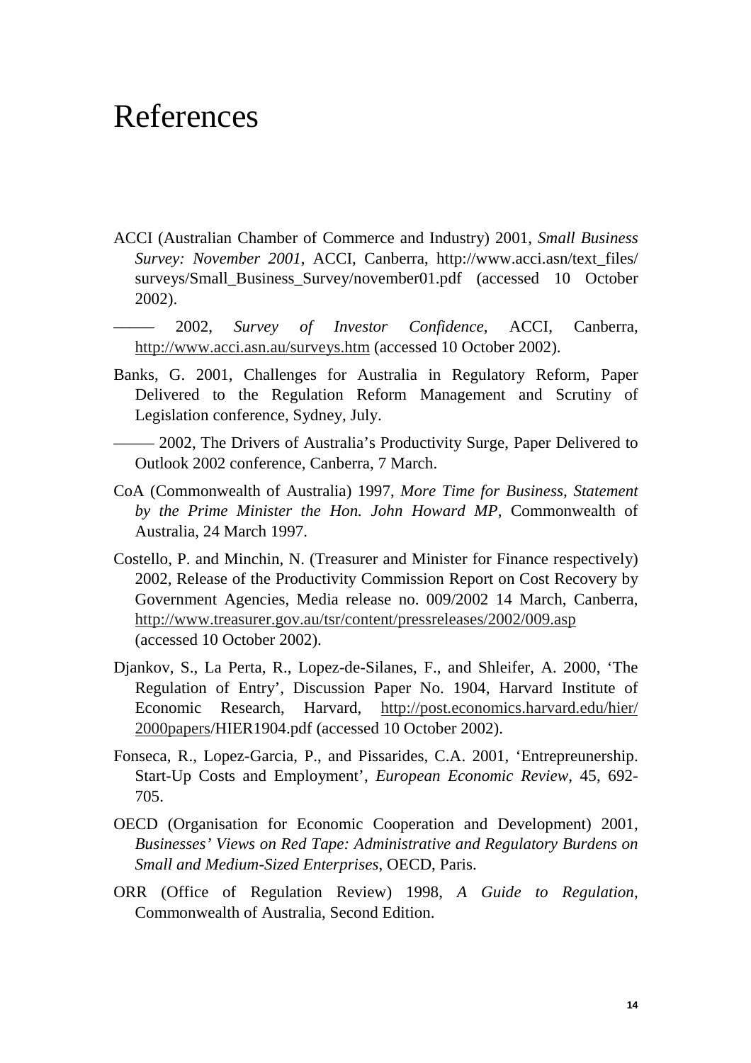# References

ACCI (Australian Chamber of Commerce and Industry) 2001, *Small Business Survey: November 2001*, ACCI, Canberra, http://www.acci.asn/text_files/surveys/Small_Business_Survey/november01.pdf (accessed 10 October 2002).

—— 2002, *Survey of Investor Confidence*, ACCI, Canberra, http://www.acci.asn.au/surveys.htm (accessed 10 October 2002).

Banks, G. 2001, Challenges for Australia in Regulatory Reform, Paper Delivered to the Regulation Reform Management and Scrutiny of Legislation conference, Sydney, July.

—— 2002, The Drivers of Australia's Productivity Surge, Paper Delivered to Outlook 2002 conference, Canberra, 7 March.

CoA (Commonwealth of Australia) 1997, *More Time for Business, Statement by the Prime Minister the Hon. John Howard MP*, Commonwealth of Australia, 24 March 1997.

Costello, P. and Minchin, N. (Treasurer and Minister for Finance respectively) 2002, Release of the Productivity Commission Report on Cost Recovery by Government Agencies, Media release no. 009/2002 14 March, Canberra, http://www.treasurer.gov.au/tsr/content/pressreleases/2002/009.asp (accessed 10 October 2002).

Djankov, S., La Perta, R., Lopez-de-Silanes, F., and Shleifer, A. 2000, 'The Regulation of Entry', Discussion Paper No. 1904, Harvard Institute of Economic Research, Harvard, http://post.economics.harvard.edu/hier/2000papers/HIER1904.pdf (accessed 10 October 2002).

Fonseca, R., Lopez-Garcia, P., and Pissarides, C.A. 2001, 'Entrepreunership. Start-Up Costs and Employment', *European Economic Review*, 45, 692-705.

OECD (Organisation for Economic Cooperation and Development) 2001, *Businesses' Views on Red Tape: Administrative and Regulatory Burdens on Small and Medium-Sized Enterprises*, OECD, Paris.

ORR (Office of Regulation Review) 1998, *A Guide to Regulation*, Commonwealth of Australia, Second Edition.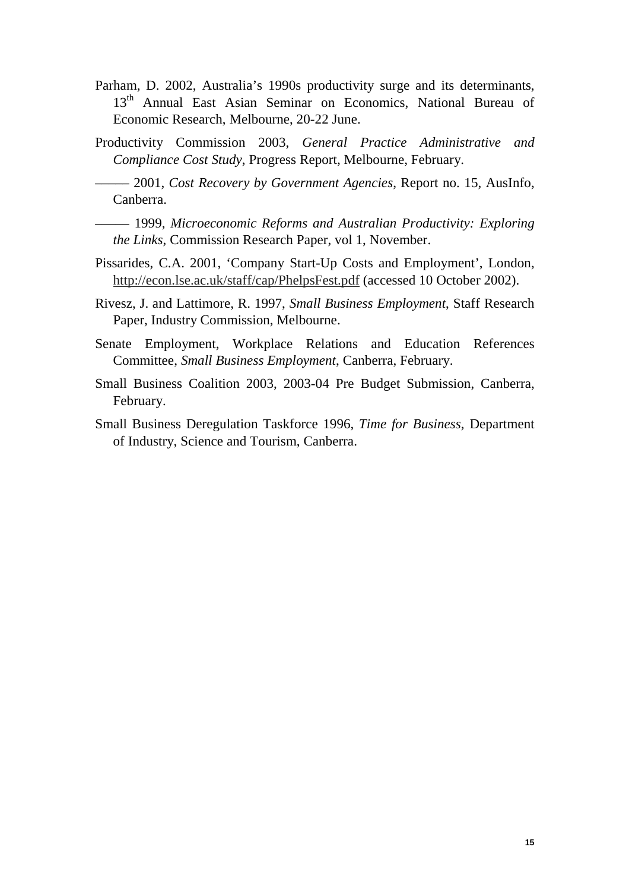Parham, D. 2002, Australia's 1990s productivity surge and its determinants, 13th Annual East Asian Seminar on Economics, National Bureau of Economic Research, Melbourne, 20-22 June.

Productivity Commission 2003, *General Practice Administrative and Compliance Cost Study*, Progress Report, Melbourne, February.

—— 2001, *Cost Recovery by Government Agencies*, Report no. 15, AusInfo, Canberra.

—— 1999, *Microeconomic Reforms and Australian Productivity: Exploring the Links*, Commission Research Paper, vol 1, November.

Pissarides, C.A. 2001, 'Company Start-Up Costs and Employment', London, http://econ.lse.ac.uk/staff/cap/PhelpsFest.pdf (accessed 10 October 2002).

Rivesz, J. and Lattimore, R. 1997, *Small Business Employment*, Staff Research Paper, Industry Commission, Melbourne.

Senate Employment, Workplace Relations and Education References Committee, *Small Business Employment*, Canberra, February.

Small Business Coalition 2003, 2003-04 Pre Budget Submission, Canberra, February.

Small Business Deregulation Taskforce 1996, *Time for Business*, Department of Industry, Science and Tourism, Canberra.